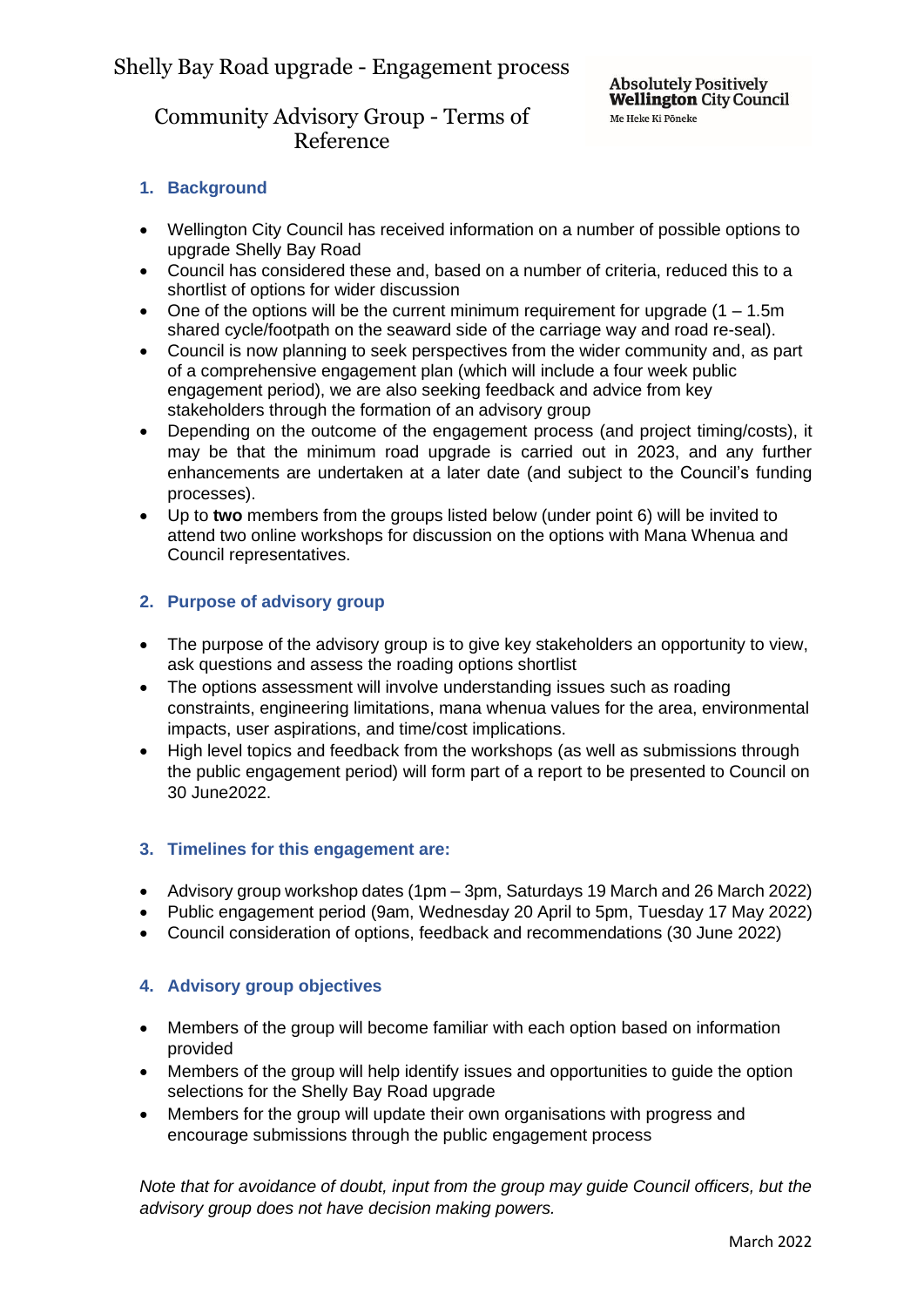# Shelly Bay Road upgrade - Engagement process

Absolutely Positively **Wellington** City Council
Me Heke Ki Pōneke

## Community Advisory Group - Terms of Reference

### 1. Background

- Wellington City Council has received information on a number of possible options to upgrade Shelly Bay Road
- Council has considered these and, based on a number of criteria, reduced this to a shortlist of options for wider discussion
- One of the options will be the current minimum requirement for upgrade (1 – 1.5m shared cycle/footpath on the seaward side of the carriage way and road re-seal).
- Council is now planning to seek perspectives from the wider community and, as part of a comprehensive engagement plan (which will include a four week public engagement period), we are also seeking feedback and advice from key stakeholders through the formation of an advisory group
- Depending on the outcome of the engagement process (and project timing/costs), it may be that the minimum road upgrade is carried out in 2023, and any further enhancements are undertaken at a later date (and subject to the Council's funding processes).
- Up to **two** members from the groups listed below (under point 6) will be invited to attend two online workshops for discussion on the options with Mana Whenua and Council representatives.

### 2. Purpose of advisory group

- The purpose of the advisory group is to give key stakeholders an opportunity to view, ask questions and assess the roading options shortlist
- The options assessment will involve understanding issues such as roading constraints, engineering limitations, mana whenua values for the area, environmental impacts, user aspirations, and time/cost implications.
- High level topics and feedback from the workshops (as well as submissions through the public engagement period) will form part of a report to be presented to Council on 30 June2022.

### 3. Timelines for this engagement are:

- Advisory group workshop dates (1pm – 3pm, Saturdays 19 March and 26 March 2022)
- Public engagement period (9am, Wednesday 20 April to 5pm, Tuesday 17 May 2022)
- Council consideration of options, feedback and recommendations (30 June 2022)

### 4. Advisory group objectives

- Members of the group will become familiar with each option based on information provided
- Members of the group will help identify issues and opportunities to guide the option selections for the Shelly Bay Road upgrade
- Members for the group will update their own organisations with progress and encourage submissions through the public engagement process

*Note that for avoidance of doubt, input from the group may guide Council officers, but the advisory group does not have decision making powers.*

March 2022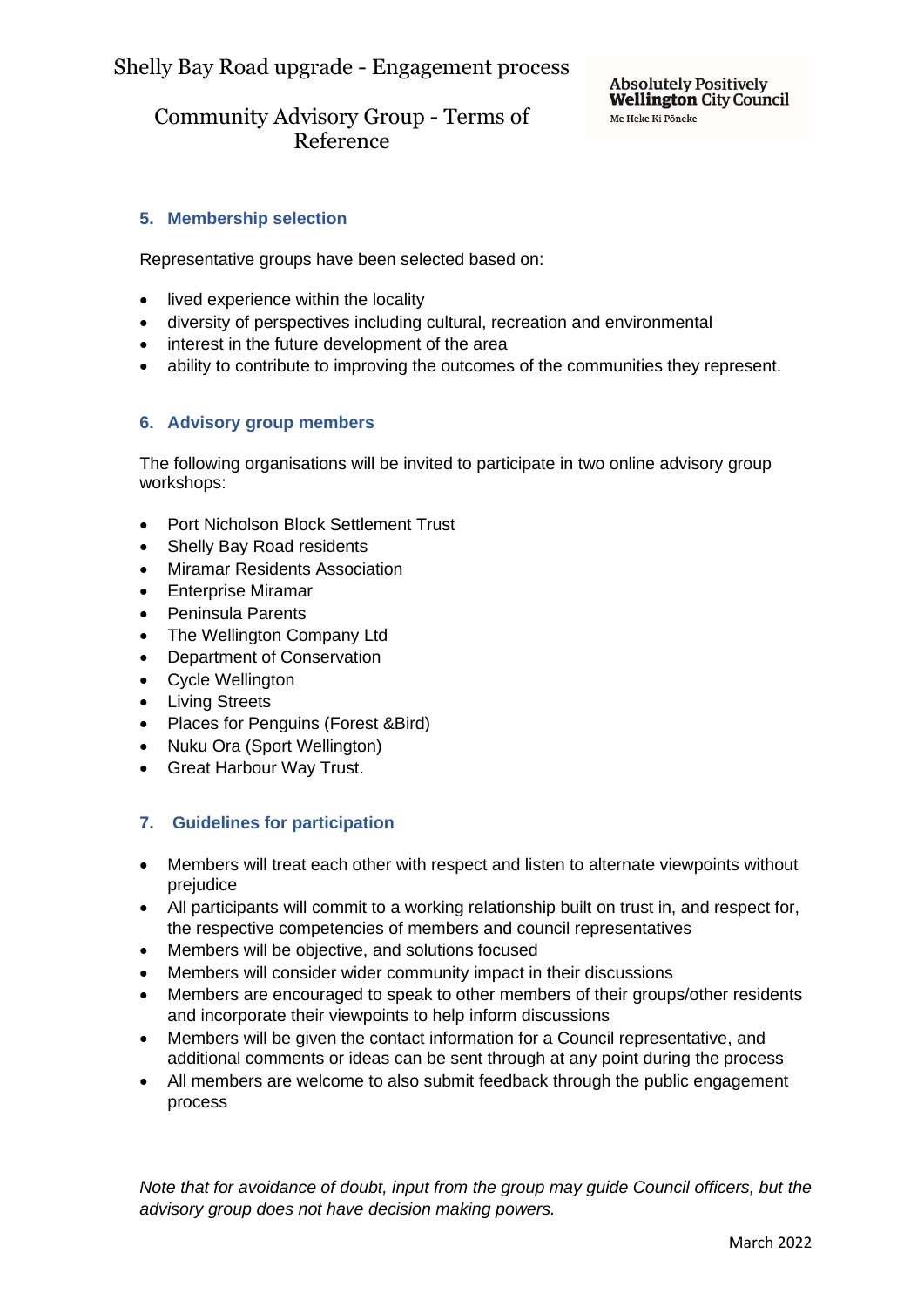## 5. Membership selection

Representative groups have been selected based on:

- lived experience within the locality
- diversity of perspectives including cultural, recreation and environmental
- interest in the future development of the area
- ability to contribute to improving the outcomes of the communities they represent.

## 6. Advisory group members

The following organisations will be invited to participate in two online advisory group workshops:

- Port Nicholson Block Settlement Trust
- Shelly Bay Road residents
- Miramar Residents Association
- Enterprise Miramar
- Peninsula Parents
- The Wellington Company Ltd
- Department of Conservation
- Cycle Wellington
- Living Streets
- Places for Penguins (Forest &Bird)
- Nuku Ora (Sport Wellington)
- Great Harbour Way Trust.

## 7. Guidelines for participation

- Members will treat each other with respect and listen to alternate viewpoints without prejudice
- All participants will commit to a working relationship built on trust in, and respect for, the respective competencies of members and council representatives
- Members will be objective, and solutions focused
- Members will consider wider community impact in their discussions
- Members are encouraged to speak to other members of their groups/other residents and incorporate their viewpoints to help inform discussions
- Members will be given the contact information for a Council representative, and additional comments or ideas can be sent through at any point during the process
- All members are welcome to also submit feedback through the public engagement process

*Note that for avoidance of doubt, input from the group may guide Council officers, but the advisory group does not have decision making powers.*

March 2022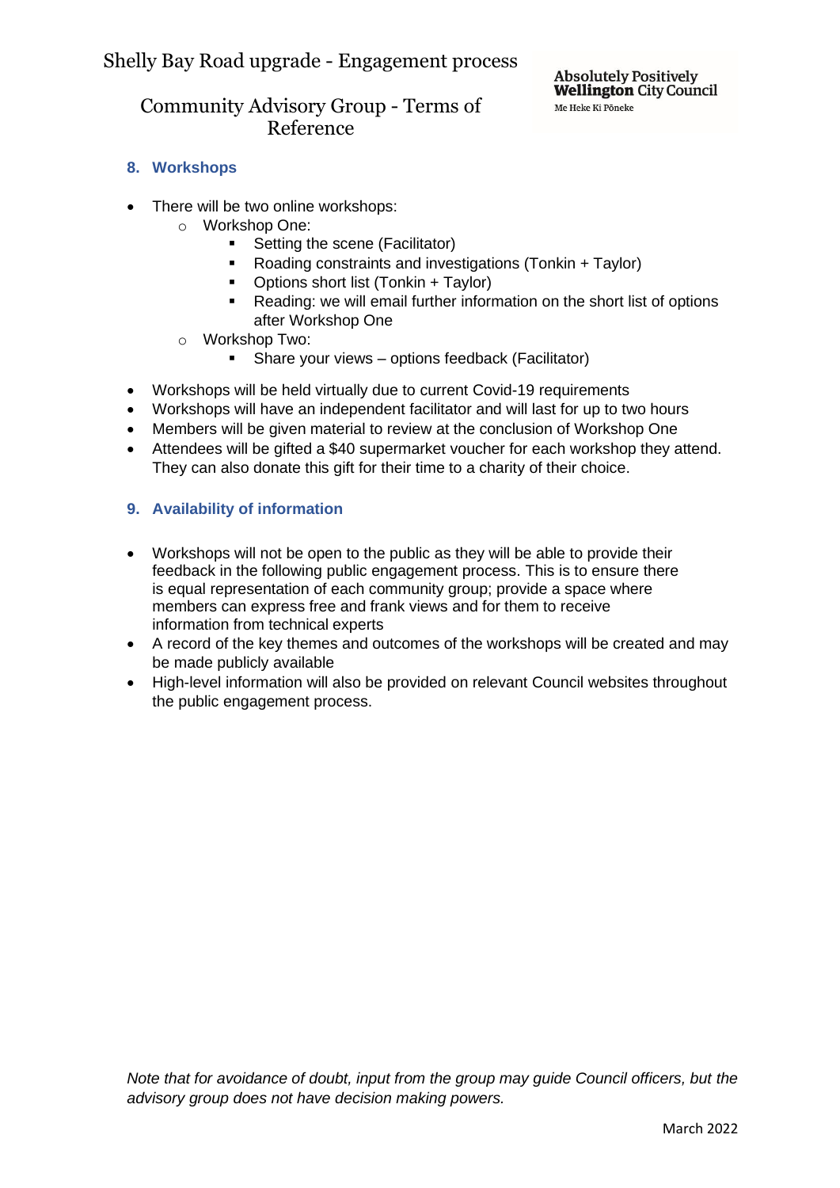## 8. Workshops

- There will be two online workshops:
  - Workshop One:
    - Setting the scene (Facilitator)
    - Roading constraints and investigations (Tonkin + Taylor)
    - Options short list (Tonkin + Taylor)
    - Reading: we will email further information on the short list of options after Workshop One
  - Workshop Two:
    - Share your views – options feedback (Facilitator)
- Workshops will be held virtually due to current Covid-19 requirements
- Workshops will have an independent facilitator and will last for up to two hours
- Members will be given material to review at the conclusion of Workshop One
- Attendees will be gifted a $40 supermarket voucher for each workshop they attend. They can also donate this gift for their time to a charity of their choice.

## 9. Availability of information

- Workshops will not be open to the public as they will be able to provide their feedback in the following public engagement process. This is to ensure there is equal representation of each community group; provide a space where members can express free and frank views and for them to receive information from technical experts
- A record of the key themes and outcomes of the workshops will be created and may be made publicly available
- High-level information will also be provided on relevant Council websites throughout the public engagement process.

*Note that for avoidance of doubt, input from the group may guide Council officers, but the advisory group does not have decision making powers.*

March 2022